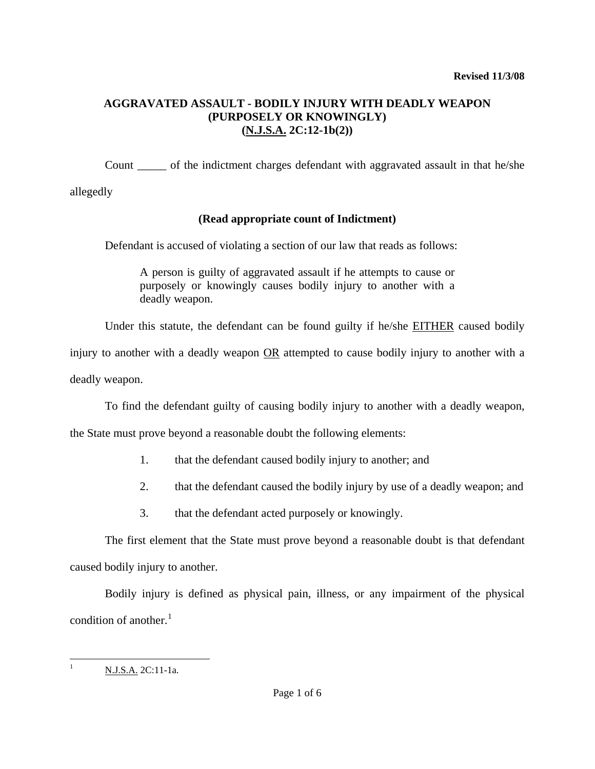**Revised 11/3/08**

# AGGRAVATED ASSAULT - BODILY INJURY WITH DEADLY WEAPON (PURPOSELY OR KNOWINGLY) (N.J.S.A. 2C:12-1b(2))

Count _____ of the indictment charges defendant with aggravated assault in that he/she allegedly

**(Read appropriate count of Indictment)**

Defendant is accused of violating a section of our law that reads as follows:

> A person is guilty of aggravated assault if he attempts to cause or purposely or knowingly causes bodily injury to another with a deadly weapon.

Under this statute, the defendant can be found guilty if he/she EITHER caused bodily injury to another with a deadly weapon OR attempted to cause bodily injury to another with a deadly weapon.

To find the defendant guilty of causing bodily injury to another with a deadly weapon, the State must prove beyond a reasonable doubt the following elements:

1. that the defendant caused bodily injury to another; and
2. that the defendant caused the bodily injury by use of a deadly weapon; and
3. that the defendant acted purposely or knowingly.

The first element that the State must prove beyond a reasonable doubt is that defendant caused bodily injury to another.

Bodily injury is defined as physical pain, illness, or any impairment of the physical condition of another.[1]

---

[1] N.J.S.A. 2C:11-1a.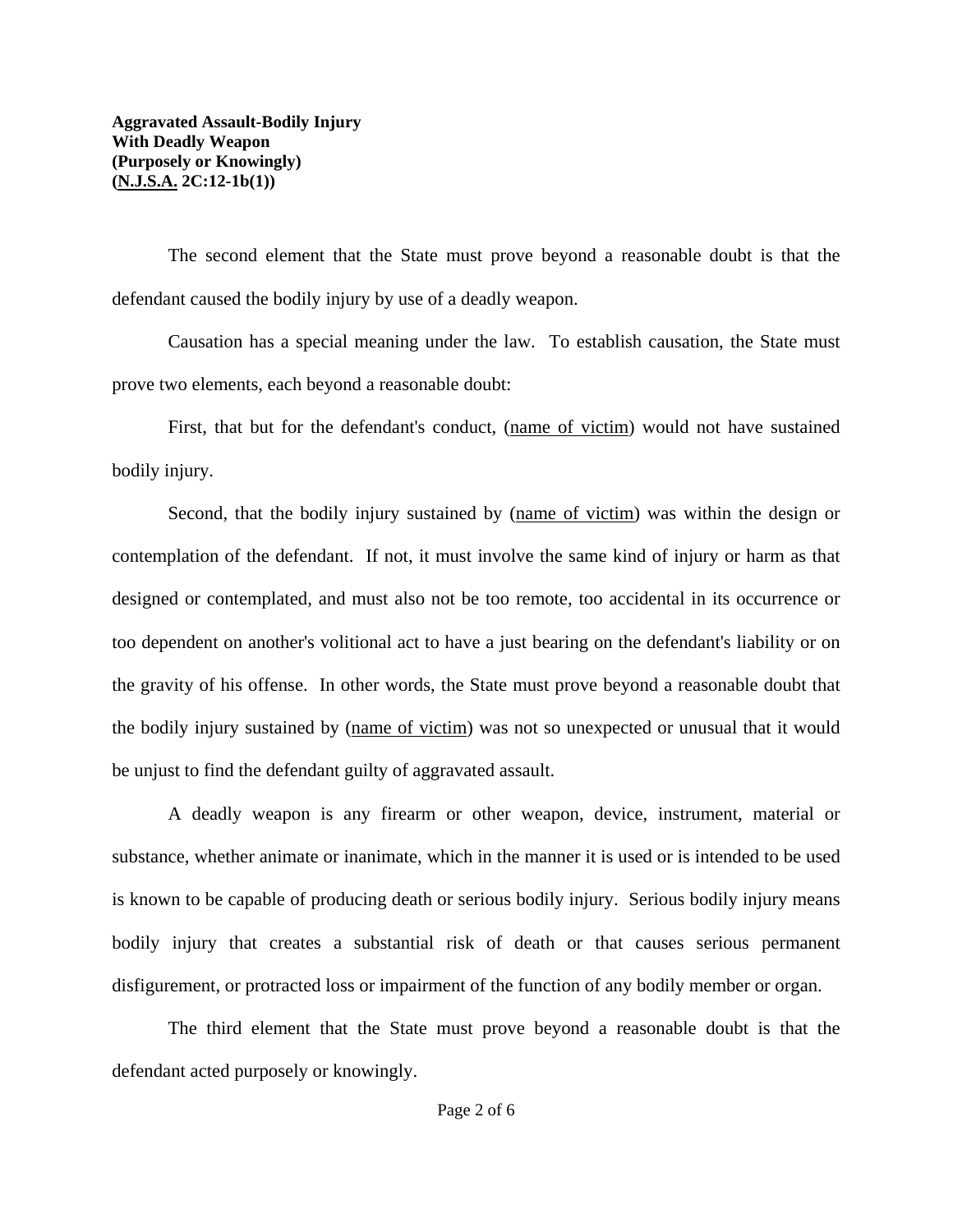The second element that the State must prove beyond a reasonable doubt is that the defendant caused the bodily injury by use of a deadly weapon.

Causation has a special meaning under the law. To establish causation, the State must prove two elements, each beyond a reasonable doubt:

First, that but for the defendant's conduct, (name of victim) would not have sustained bodily injury.

Second, that the bodily injury sustained by (name of victim) was within the design or contemplation of the defendant. If not, it must involve the same kind of injury or harm as that designed or contemplated, and must also not be too remote, too accidental in its occurrence or too dependent on another's volitional act to have a just bearing on the defendant's liability or on the gravity of his offense. In other words, the State must prove beyond a reasonable doubt that the bodily injury sustained by (name of victim) was not so unexpected or unusual that it would be unjust to find the defendant guilty of aggravated assault.

A deadly weapon is any firearm or other weapon, device, instrument, material or substance, whether animate or inanimate, which in the manner it is used or is intended to be used is known to be capable of producing death or serious bodily injury. Serious bodily injury means bodily injury that creates a substantial risk of death or that causes serious permanent disfigurement, or protracted loss or impairment of the function of any bodily member or organ.

The third element that the State must prove beyond a reasonable doubt is that the defendant acted purposely or knowingly.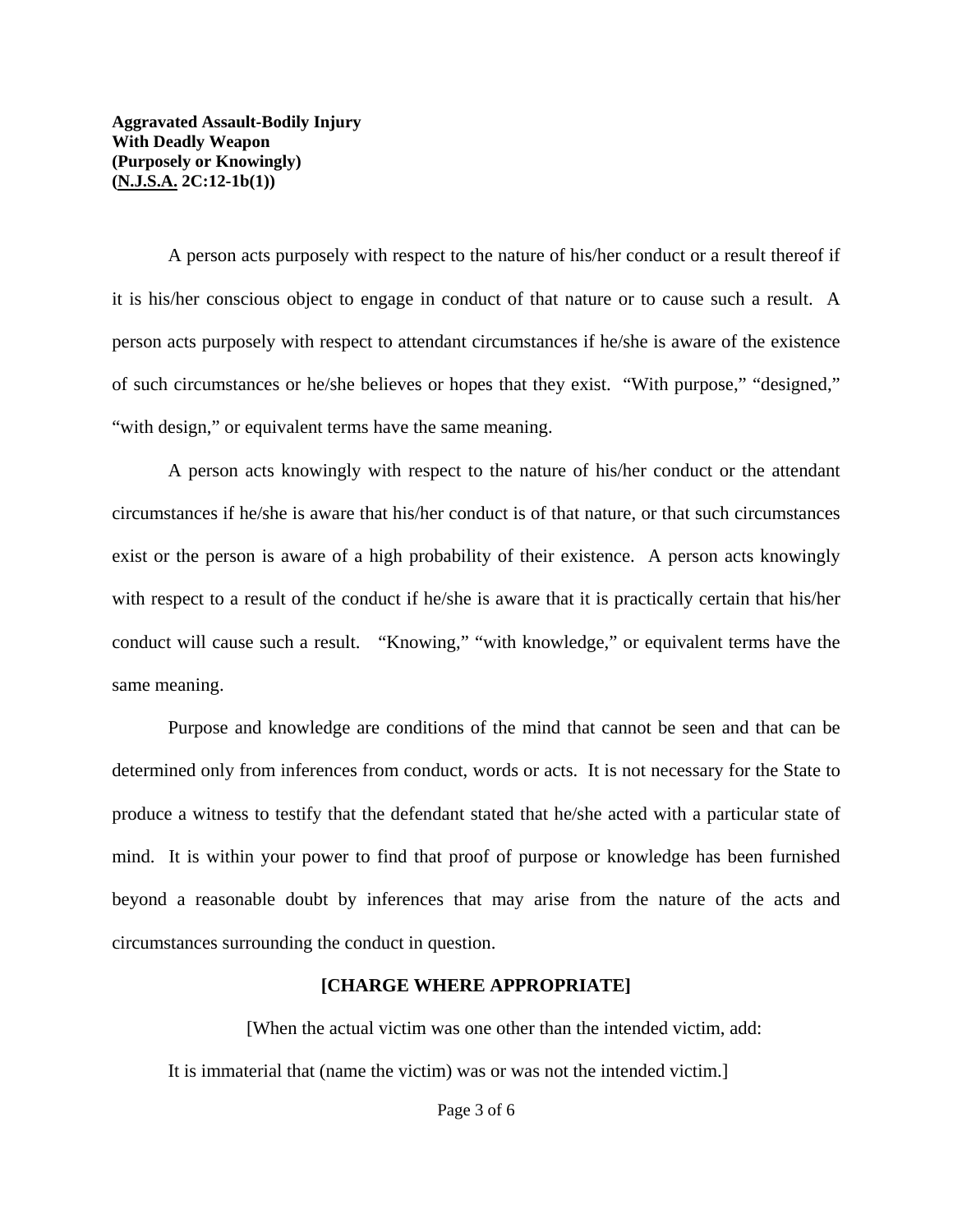**Aggravated Assault-Bodily Injury**
**With Deadly Weapon**
**(Purposely or Knowingly)**
**(N.J.S.A. 2C:12-1b(1))**

A person acts purposely with respect to the nature of his/her conduct or a result thereof if it is his/her conscious object to engage in conduct of that nature or to cause such a result. A person acts purposely with respect to attendant circumstances if he/she is aware of the existence of such circumstances or he/she believes or hopes that they exist. "With purpose," "designed," "with design," or equivalent terms have the same meaning.

A person acts knowingly with respect to the nature of his/her conduct or the attendant circumstances if he/she is aware that his/her conduct is of that nature, or that such circumstances exist or the person is aware of a high probability of their existence. A person acts knowingly with respect to a result of the conduct if he/she is aware that it is practically certain that his/her conduct will cause such a result. "Knowing," "with knowledge," or equivalent terms have the same meaning.

Purpose and knowledge are conditions of the mind that cannot be seen and that can be determined only from inferences from conduct, words or acts. It is not necessary for the State to produce a witness to testify that the defendant stated that he/she acted with a particular state of mind. It is within your power to find that proof of purpose or knowledge has been furnished beyond a reasonable doubt by inferences that may arise from the nature of the acts and circumstances surrounding the conduct in question.

**[CHARGE WHERE APPROPRIATE]**

[When the actual victim was one other than the intended victim, add:

It is immaterial that (name the victim) was or was not the intended victim.]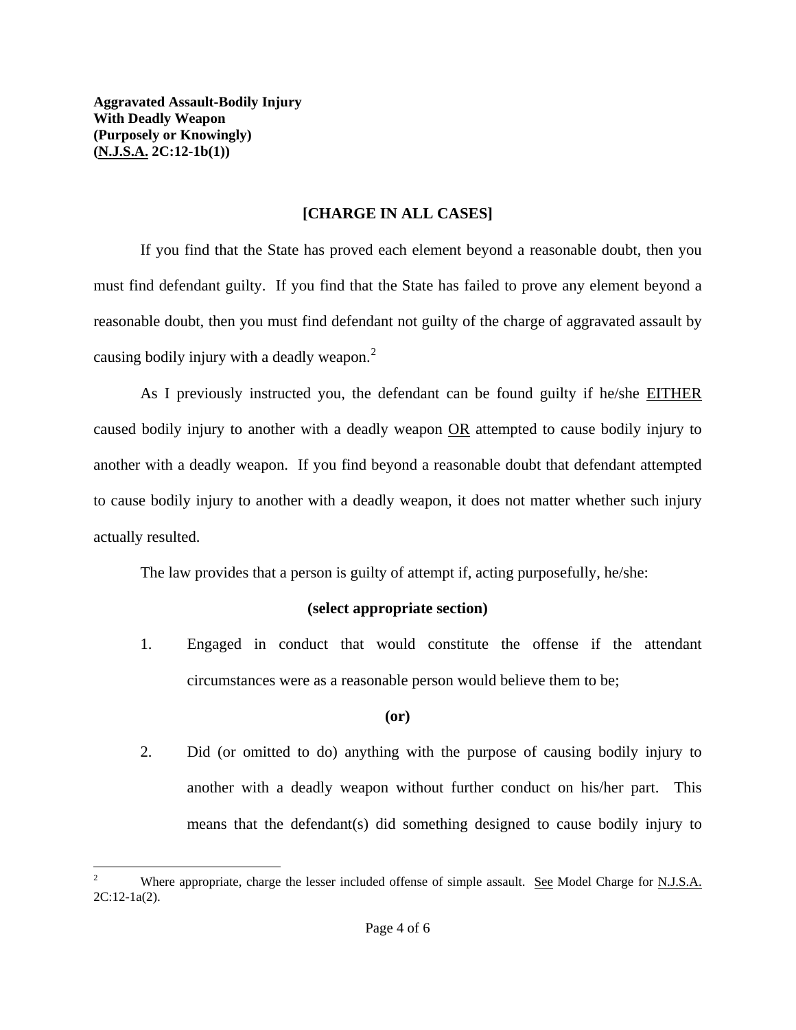**Aggravated Assault-Bodily Injury**
**With Deadly Weapon**
**(Purposely or Knowingly)**
**(N.J.S.A. 2C:12-1b(1))**

**[CHARGE IN ALL CASES]**

If you find that the State has proved each element beyond a reasonable doubt, then you must find defendant guilty. If you find that the State has failed to prove any element beyond a reasonable doubt, then you must find defendant not guilty of the charge of aggravated assault by causing bodily injury with a deadly weapon.[2]

As I previously instructed you, the defendant can be found guilty if he/she EITHER caused bodily injury to another with a deadly weapon OR attempted to cause bodily injury to another with a deadly weapon. If you find beyond a reasonable doubt that defendant attempted to cause bodily injury to another with a deadly weapon, it does not matter whether such injury actually resulted.

The law provides that a person is guilty of attempt if, acting purposefully, he/she:

**(select appropriate section)**

1. Engaged in conduct that would constitute the offense if the attendant circumstances were as a reasonable person would believe them to be;

**(or)**

2. Did (or omitted to do) anything with the purpose of causing bodily injury to another with a deadly weapon without further conduct on his/her part. This means that the defendant(s) did something designed to cause bodily injury to

---

[2] Where appropriate, charge the lesser included offense of simple assault. See Model Charge for N.J.S.A. 2C:12-1a(2).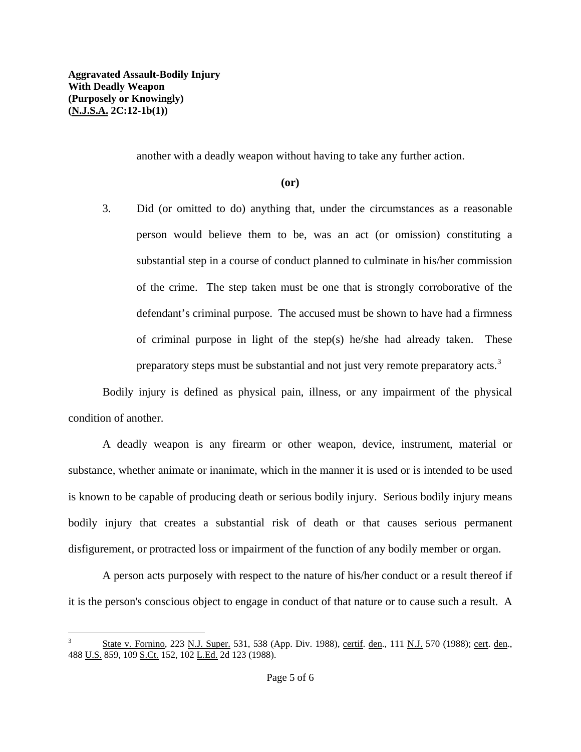another with a deadly weapon without having to take any further action.

**(or)**

3. Did (or omitted to do) anything that, under the circumstances as a reasonable person would believe them to be, was an act (or omission) constituting a substantial step in a course of conduct planned to culminate in his/her commission of the crime. The step taken must be one that is strongly corroborative of the defendant's criminal purpose. The accused must be shown to have had a firmness of criminal purpose in light of the step(s) he/she had already taken. These preparatory steps must be substantial and not just very remote preparatory acts.[3]

Bodily injury is defined as physical pain, illness, or any impairment of the physical condition of another.

A deadly weapon is any firearm or other weapon, device, instrument, material or substance, whether animate or inanimate, which in the manner it is used or is intended to be used is known to be capable of producing death or serious bodily injury. Serious bodily injury means bodily injury that creates a substantial risk of death or that causes serious permanent disfigurement, or protracted loss or impairment of the function of any bodily member or organ.

A person acts purposely with respect to the nature of his/her conduct or a result thereof if it is the person's conscious object to engage in conduct of that nature or to cause such a result. A

---

[3] State v. Fornino, 223 N.J. Super. 531, 538 (App. Div. 1988), certif. den., 111 N.J. 570 (1988); cert. den., 488 U.S. 859, 109 S.Ct. 152, 102 L.Ed. 2d 123 (1988).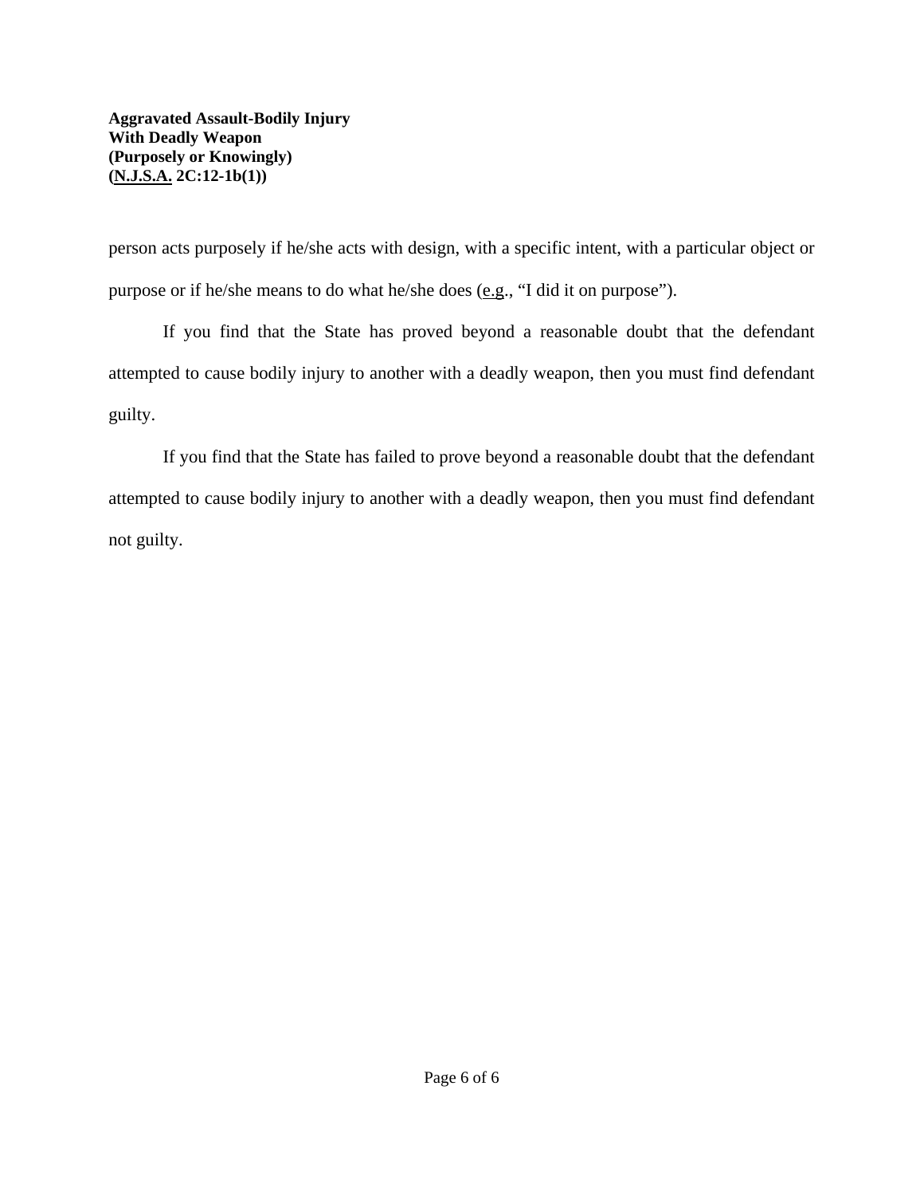person acts purposely if he/she acts with design, with a specific intent, with a particular object or purpose or if he/she means to do what he/she does (e.g., "I did it on purpose").

If you find that the State has proved beyond a reasonable doubt that the defendant attempted to cause bodily injury to another with a deadly weapon, then you must find defendant guilty.

If you find that the State has failed to prove beyond a reasonable doubt that the defendant attempted to cause bodily injury to another with a deadly weapon, then you must find defendant not guilty.